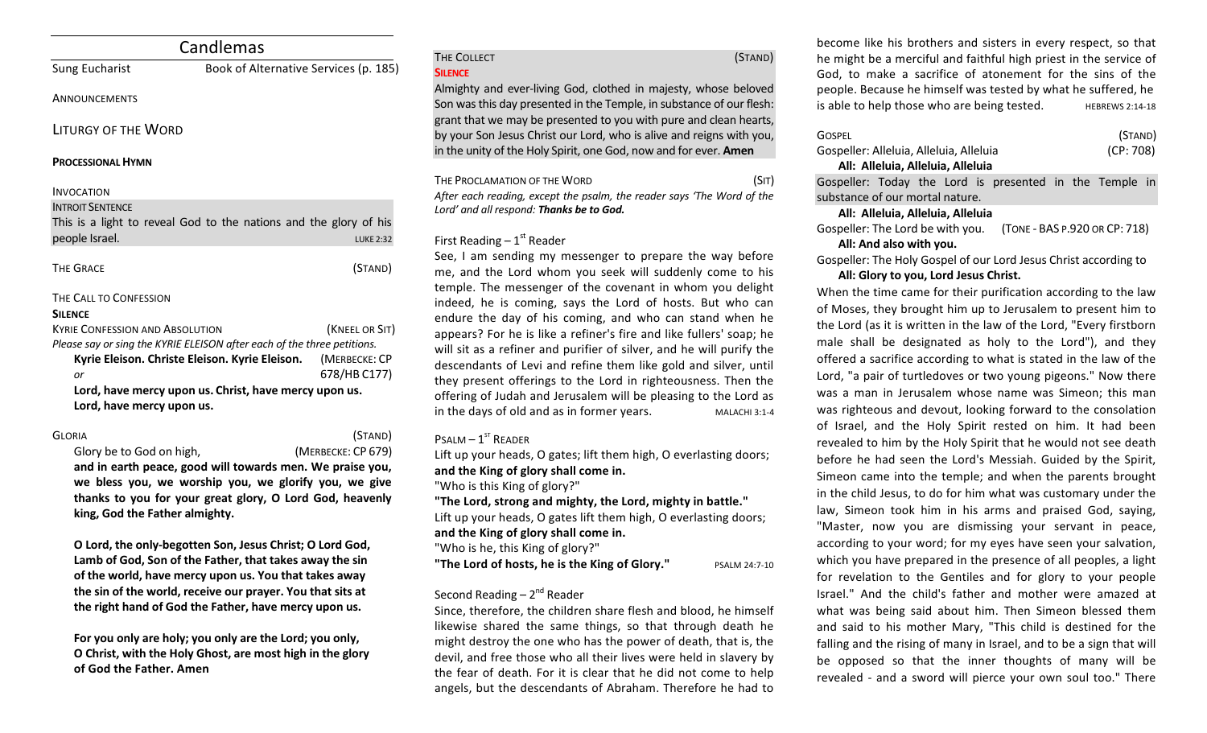# Candlemas

Sung Eucharist — Book of Alternative Services (p. 185)

ANNOUNCEMENTS

## LITURGY OF THE WORD

**PROCESSIONAL HYMN**

INVOCATION

INTROIT SENTENCE

This is a light to reveal God to the nations and the glory of his people Israel. LUKE 2:32

THE GRACE (STAND)

THE CALL TO CONFESSION

**SILENCE**

KYRIE CONFESSION AND ABSOLUTION (KNEEL OR SIT)

*Please say or sing the KYRIE ELEISON after each of the three petitions.*

**Kyrie Eleison. Christe Eleison. Kyrie Eleison.** (MERBECKE: CP 678/HB C177)

*or*

**Lord, have mercy upon us. Christ, have mercy upon us. Lord, have mercy upon us.**

GLORIA (STAND)

Glory be to God on high, (MERBECKE: CP 679)

**and in earth peace, good will towards men. We praise you, we bless you, we worship you, we glorify you, we give thanks to you for your great glory, O Lord God, heavenly king, God the Father almighty.**

**O Lord, the only-begotten Son, Jesus Christ; O Lord God, Lamb of God, Son of the Father, that takes away the sin of the world, have mercy upon us. You that takes away the sin of the world, receive our prayer. You that sits at the right hand of God the Father, have mercy upon us.**

**For you only are holy; you only are the Lord; you only, O Christ, with the Holy Ghost, are most high in the glory of God the Father. Amen**

THE COLLECT (STAND)

**SILENCE**

Almighty and ever-living God, clothed in majesty, whose beloved Son was this day presented in the Temple, in substance of our flesh: grant that we may be presented to you with pure and clean hearts, by your Son Jesus Christ our Lord, who is alive and reigns with you, in the unity of the Holy Spirit, one God, now and for ever. **Amen**

THE PROCLAMATION OF THE WORD (SIT)

*After each reading, except the psalm, the reader says 'The Word of the Lord' and all respond:* ***Thanks be to God.***

First Reading – 1st Reader

See, I am sending my messenger to prepare the way before me, and the Lord whom you seek will suddenly come to his temple. The messenger of the covenant in whom you delight indeed, he is coming, says the Lord of hosts. But who can endure the day of his coming, and who can stand when he appears? For he is like a refiner's fire and like fullers' soap; he will sit as a refiner and purifier of silver, and he will purify the descendants of Levi and refine them like gold and silver, until they present offerings to the Lord in righteousness. Then the offering of Judah and Jerusalem will be pleasing to the Lord as in the days of old and as in former years. MALACHI 3:1-4

PSALM – 1ST READER

Lift up your heads, O gates; lift them high, O everlasting doors;
**and the King of glory shall come in.**
"Who is this King of glory?"
**"The Lord, strong and mighty, the Lord, mighty in battle."**
Lift up your heads, O gates lift them high, O everlasting doors;
**and the King of glory shall come in.**
"Who is he, this King of glory?"
**"The Lord of hosts, he is the King of Glory."** PSALM 24:7-10

Second Reading – 2nd Reader

Since, therefore, the children share flesh and blood, he himself likewise shared the same things, so that through death he might destroy the one who has the power of death, that is, the devil, and free those who all their lives were held in slavery by the fear of death. For it is clear that he did not come to help angels, but the descendants of Abraham. Therefore he had to become like his brothers and sisters in every respect, so that he might be a merciful and faithful high priest in the service of God, to make a sacrifice of atonement for the sins of the people. Because he himself was tested by what he suffered, he is able to help those who are being tested. HEBREWS 2:14-18

GOSPEL (STAND)

Gospeller: Alleluia, Alleluia, Alleluia (CP: 708)
**All: Alleluia, Alleluia, Alleluia**
Gospeller: Today the Lord is presented in the Temple in substance of our mortal nature.
**All: Alleluia, Alleluia, Alleluia**
Gospeller: The Lord be with you. (TONE - BAS P.920 OR CP: 718)
**All: And also with you.**
Gospeller: The Holy Gospel of our Lord Jesus Christ according to
**All: Glory to you, Lord Jesus Christ.**

When the time came for their purification according to the law of Moses, they brought him up to Jerusalem to present him to the Lord (as it is written in the law of the Lord, "Every firstborn male shall be designated as holy to the Lord"), and they offered a sacrifice according to what is stated in the law of the Lord, "a pair of turtledoves or two young pigeons." Now there was a man in Jerusalem whose name was Simeon; this man was righteous and devout, looking forward to the consolation of Israel, and the Holy Spirit rested on him. It had been revealed to him by the Holy Spirit that he would not see death before he had seen the Lord's Messiah. Guided by the Spirit, Simeon came into the temple; and when the parents brought in the child Jesus, to do for him what was customary under the law, Simeon took him in his arms and praised God, saying, "Master, now you are dismissing your servant in peace, according to your word; for my eyes have seen your salvation, which you have prepared in the presence of all peoples, a light for revelation to the Gentiles and for glory to your people Israel." And the child's father and mother were amazed at what was being said about him. Then Simeon blessed them and said to his mother Mary, "This child is destined for the falling and the rising of many in Israel, and to be a sign that will be opposed so that the inner thoughts of many will be revealed - and a sword will pierce your own soul too." There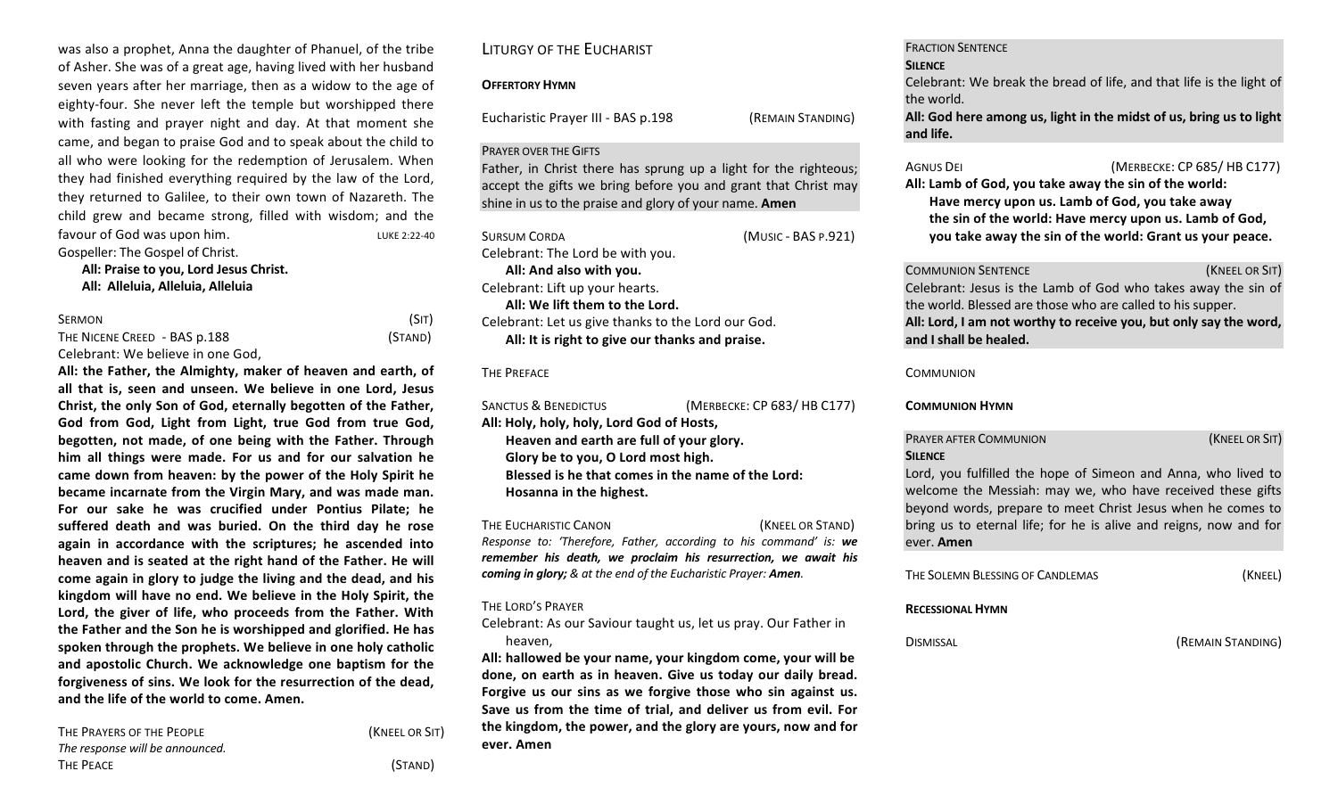was also a prophet, Anna the daughter of Phanuel, of the tribe of Asher. She was of a great age, having lived with her husband seven years after her marriage, then as a widow to the age of eighty-four. She never left the temple but worshipped there with fasting and prayer night and day. At that moment she came, and began to praise God and to speak about the child to all who were looking for the redemption of Jerusalem. When they had finished everything required by the law of the Lord, they returned to Galilee, to their own town of Nazareth. The child grew and became strong, filled with wisdom; and the favour of God was upon him. LUKE 2:22-40

Gospeller: The Gospel of Christ.

**All: Praise to you, Lord Jesus Christ.**

**All: Alleluia, Alleluia, Alleluia**

SERMON (SIT)

THE NICENE CREED - BAS p.188 (STAND)

Celebrant: We believe in one God,

**All: the Father, the Almighty, maker of heaven and earth, of all that is, seen and unseen. We believe in one Lord, Jesus Christ, the only Son of God, eternally begotten of the Father, God from God, Light from Light, true God from true God, begotten, not made, of one being with the Father. Through him all things were made. For us and for our salvation he came down from heaven: by the power of the Holy Spirit he became incarnate from the Virgin Mary, and was made man. For our sake he was crucified under Pontius Pilate; he suffered death and was buried. On the third day he rose again in accordance with the scriptures; he ascended into heaven and is seated at the right hand of the Father. He will come again in glory to judge the living and the dead, and his kingdom will have no end. We believe in the Holy Spirit, the Lord, the giver of life, who proceeds from the Father. With the Father and the Son he is worshipped and glorified. He has spoken through the prophets. We believe in one holy catholic and apostolic Church. We acknowledge one baptism for the forgiveness of sins. We look for the resurrection of the dead, and the life of the world to come. Amen.**

THE PRAYERS OF THE PEOPLE (KNEEL OR SIT)

*The response will be announced.*

THE PEACE (STAND)

## LITURGY OF THE EUCHARIST

**OFFERTORY HYMN**

Eucharistic Prayer III - BAS p.198 (REMAIN STANDING)

PRAYER OVER THE GIFTS

Father, in Christ there has sprung up a light for the righteous; accept the gifts we bring before you and grant that Christ may shine in us to the praise and glory of your name. **Amen**

SURSUM CORDA (MUSIC - BAS P.921)

Celebrant: The Lord be with you.

**All: And also with you.**

Celebrant: Lift up your hearts.

**All: We lift them to the Lord.**

Celebrant: Let us give thanks to the Lord our God.

**All: It is right to give our thanks and praise.**

THE PREFACE

SANCTUS & BENEDICTUS (MERBECKE: CP 683/ HB C177)

**All: Holy, holy, holy, Lord God of Hosts,**
**Heaven and earth are full of your glory.**
**Glory be to you, O Lord most high.**
**Blessed is he that comes in the name of the Lord:**
**Hosanna in the highest.**

THE EUCHARISTIC CANON (KNEEL OR STAND)

*Response to: 'Therefore, Father, according to his command' is:* ***we remember his death, we proclaim his resurrection, we await his coming in glory;*** *& at the end of the Eucharistic Prayer:* ***Amen.***

THE LORD'S PRAYER

Celebrant: As our Saviour taught us, let us pray. Our Father in heaven,

**All: hallowed be your name, your kingdom come, your will be done, on earth as in heaven. Give us today our daily bread. Forgive us our sins as we forgive those who sin against us. Save us from the time of trial, and deliver us from evil. For the kingdom, the power, and the glory are yours, now and for ever. Amen**

FRACTION SENTENCE

**SILENCE**

Celebrant: We break the bread of life, and that life is the light of the world.

**All: God here among us, light in the midst of us, bring us to light and life.**

AGNUS DEI (MERBECKE: CP 685/ HB C177)

**All: Lamb of God, you take away the sin of the world:**
**Have mercy upon us. Lamb of God, you take away the sin of the world: Have mercy upon us. Lamb of God, you take away the sin of the world: Grant us your peace.**

COMMUNION SENTENCE (KNEEL OR SIT)

Celebrant: Jesus is the Lamb of God who takes away the sin of the world. Blessed are those who are called to his supper.

**All: Lord, I am not worthy to receive you, but only say the word, and I shall be healed.**

COMMUNION

**COMMUNION HYMN**

PRAYER AFTER COMMUNION (KNEEL OR SIT)

**SILENCE**

Lord, you fulfilled the hope of Simeon and Anna, who lived to welcome the Messiah: may we, who have received these gifts beyond words, prepare to meet Christ Jesus when he comes to bring us to eternal life; for he is alive and reigns, now and for ever. **Amen**

THE SOLEMN BLESSING OF CANDLEMAS (KNEEL)

**RECESSIONAL HYMN**

DISMISSAL (REMAIN STANDING)